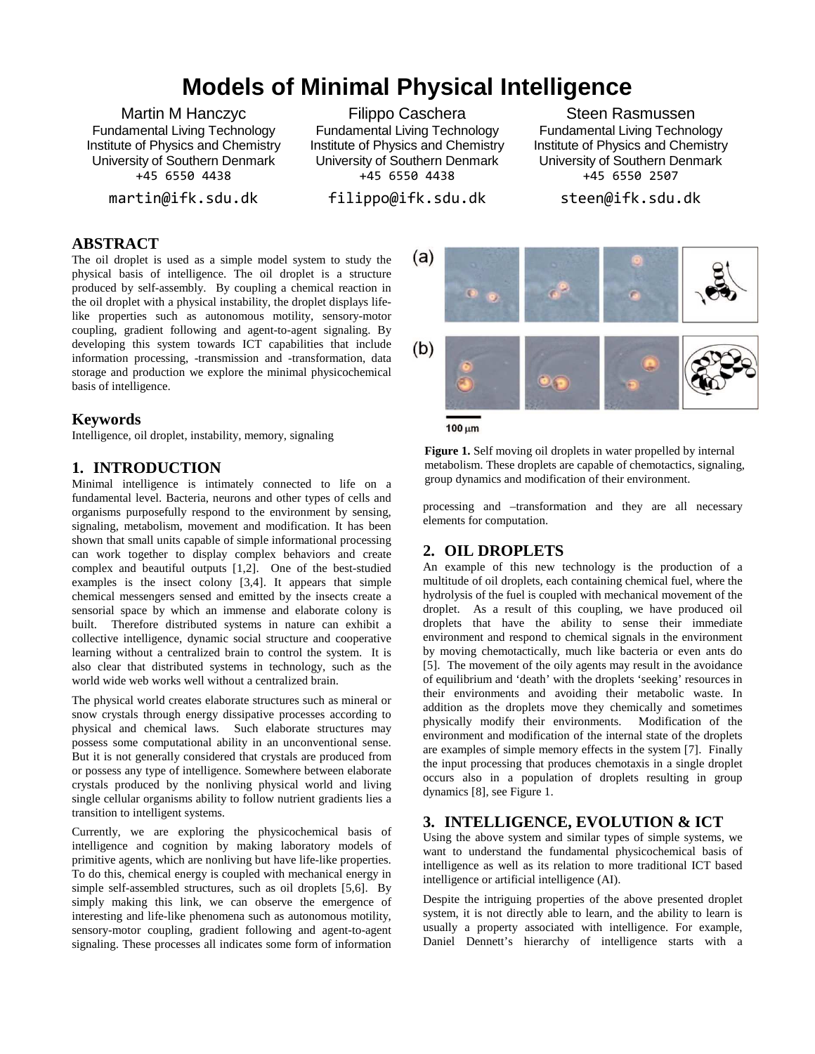# Models of Minimal Physical Intelligence

Martin M Hanczyc
Fundamental Living Technology
Institute of Physics and Chemistry
University of Southern Denmark
+45 6550 4438
martin@ifk.sdu.dk

Filippo Caschera
Fundamental Living Technology
Institute of Physics and Chemistry
University of Southern Denmark
+45 6550 4438
filippo@ifk.sdu.dk

Steen Rasmussen
Fundamental Living Technology
Institute of Physics and Chemistry
University of Southern Denmark
+45 6550 2507
steen@ifk.sdu.dk

## ABSTRACT

The oil droplet is used as a simple model system to study the physical basis of intelligence. The oil droplet is a structure produced by self-assembly. By coupling a chemical reaction in the oil droplet with a physical instability, the droplet displays life-like properties such as autonomous motility, sensory-motor coupling, gradient following and agent-to-agent signaling. By developing this system towards ICT capabilities that include information processing, -transmission and -transformation, data storage and production we explore the minimal physicochemical basis of intelligence.

## Keywords

Intelligence, oil droplet, instability, memory, signaling

## 1. INTRODUCTION

Minimal intelligence is intimately connected to life on a fundamental level. Bacteria, neurons and other types of cells and organisms purposefully respond to the environment by sensing, signaling, metabolism, movement and modification. It has been shown that small units capable of simple informational processing can work together to display complex behaviors and create complex and beautiful outputs [1,2]. One of the best-studied examples is the insect colony [3,4]. It appears that simple chemical messengers sensed and emitted by the insects create a sensorial space by which an immense and elaborate colony is built. Therefore distributed systems in nature can exhibit a collective intelligence, dynamic social structure and cooperative learning without a centralized brain to control the system. It is also clear that distributed systems in technology, such as the world wide web works well without a centralized brain.

The physical world creates elaborate structures such as mineral or snow crystals through energy dissipative processes according to physical and chemical laws. Such elaborate structures may possess some computational ability in an unconventional sense. But it is not generally considered that crystals are produced from or possess any type of intelligence. Somewhere between elaborate crystals produced by the nonliving physical world and living single cellular organisms ability to follow nutrient gradients lies a transition to intelligent systems.

Currently, we are exploring the physicochemical basis of intelligence and cognition by making laboratory models of primitive agents, which are nonliving but have life-like properties. To do this, chemical energy is coupled with mechanical energy in simple self-assembled structures, such as oil droplets [5,6]. By simply making this link, we can observe the emergence of interesting and life-like phenomena such as autonomous motility, sensory-motor coupling, gradient following and agent-to-agent signaling. These processes all indicates some form of information processing and –transformation and they are all necessary elements for computation.

(a)

(b)

100 μm

**Figure 1.** Self moving oil droplets in water propelled by internal metabolism. These droplets are capable of chemotactics, signaling, group dynamics and modification of their environment.

## 2. OIL DROPLETS

An example of this new technology is the production of a multitude of oil droplets, each containing chemical fuel, where the hydrolysis of the fuel is coupled with mechanical movement of the droplet. As a result of this coupling, we have produced oil droplets that have the ability to sense their immediate environment and respond to chemical signals in the environment by moving chemotactically, much like bacteria or even ants do [5]. The movement of the oily agents may result in the avoidance of equilibrium and 'death' with the droplets 'seeking' resources in their environments and avoiding their metabolic waste. In addition as the droplets move they chemically and sometimes physically modify their environments. Modification of the environment and modification of the internal state of the droplets are examples of simple memory effects in the system [7]. Finally the input processing that produces chemotaxis in a single droplet occurs also in a population of droplets resulting in group dynamics [8], see Figure 1.

## 3. INTELLIGENCE, EVOLUTION & ICT

Using the above system and similar types of simple systems, we want to understand the fundamental physicochemical basis of intelligence as well as its relation to more traditional ICT based intelligence or artificial intelligence (AI).

Despite the intriguing properties of the above presented droplet system, it is not directly able to learn, and the ability to learn is usually a property associated with intelligence. For example, Daniel Dennett's hierarchy of intelligence starts with a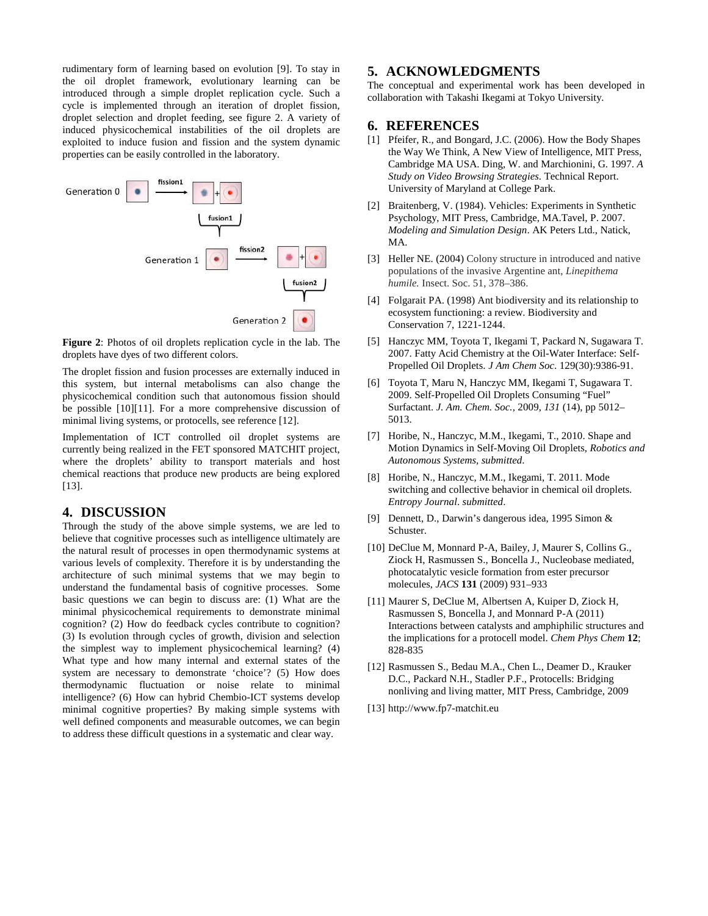rudimentary form of learning based on evolution [9]. To stay in the oil droplet framework, evolutionary learning can be introduced through a simple droplet replication cycle. Such a cycle is implemented through an iteration of droplet fission, droplet selection and droplet feeding, see figure 2. A variety of induced physicochemical instabilities of the oil droplets are exploited to induce fusion and fission and the system dynamic properties can be easily controlled in the laboratory.

Generation 0

fission1

fusion1

Generation 1

fission2

fusion2

Generation 2

**Figure 2**: Photos of oil droplets replication cycle in the lab. The droplets have dyes of two different colors.

The droplet fission and fusion processes are externally induced in this system, but internal metabolisms can also change the physicochemical condition such that autonomous fission should be possible [10][11]. For a more comprehensive discussion of minimal living systems, or protocells, see reference [12].

Implementation of ICT controlled oil droplet systems are currently being realized in the FET sponsored MATCHIT project, where the droplets' ability to transport materials and host chemical reactions that produce new products are being explored [13].

## 4. DISCUSSION

Through the study of the above simple systems, we are led to believe that cognitive processes such as intelligence ultimately are the natural result of processes in open thermodynamic systems at various levels of complexity. Therefore it is by understanding the architecture of such minimal systems that we may begin to understand the fundamental basis of cognitive processes. Some basic questions we can begin to discuss are: (1) What are the minimal physicochemical requirements to demonstrate minimal cognition? (2) How do feedback cycles contribute to cognition? (3) Is evolution through cycles of growth, division and selection the simplest way to implement physicochemical learning? (4) What type and how many internal and external states of the system are necessary to demonstrate 'choice'? (5) How does thermodynamic fluctuation or noise relate to minimal intelligence? (6) How can hybrid Chembio-ICT systems develop minimal cognitive properties? By making simple systems with well defined components and measurable outcomes, we can begin to address these difficult questions in a systematic and clear way.

## 5. ACKNOWLEDGMENTS

The conceptual and experimental work has been developed in collaboration with Takashi Ikegami at Tokyo University.

## 6. REFERENCES

[1] Pfeifer, R., and Bongard, J.C. (2006). How the Body Shapes the Way We Think, A New View of Intelligence, MIT Press, Cambridge MA USA. Ding, W. and Marchionini, G. 1997. *A Study on Video Browsing Strategies*. Technical Report. University of Maryland at College Park.

[2] Braitenberg, V. (1984). Vehicles: Experiments in Synthetic Psychology, MIT Press, Cambridge, MA.Tavel, P. 2007. *Modeling and Simulation Design*. AK Peters Ltd., Natick, MA.

[3] Heller NE. (2004) Colony structure in introduced and native populations of the invasive Argentine ant, *Linepithema humile*. Insect. Soc. 51, 378–386.

[4] Folgarait PA. (1998) Ant biodiversity and its relationship to ecosystem functioning: a review. Biodiversity and Conservation 7, 1221-1244.

[5] Hanczyc MM, Toyota T, Ikegami T, Packard N, Sugawara T. 2007. Fatty Acid Chemistry at the Oil-Water Interface: Self-Propelled Oil Droplets. *J Am Chem Soc*. 129(30):9386-91.

[6] Toyota T, Maru N, Hanczyc MM, Ikegami T, Sugawara T. 2009. Self-Propelled Oil Droplets Consuming "Fuel" Surfactant. *J. Am. Chem. Soc.*, 2009, *131* (14), pp 5012–5013.

[7] Horibe, N., Hanczyc, M.M., Ikegami, T., 2010. Shape and Motion Dynamics in Self-Moving Oil Droplets, *Robotics and Autonomous Systems, submitted*.

[8] Horibe, N., Hanczyc, M.M., Ikegami, T. 2011. Mode switching and collective behavior in chemical oil droplets. *Entropy Journal*. *submitted*.

[9] Dennett, D., Darwin's dangerous idea, 1995 Simon & Schuster.

[10] DeClue M, Monnard P-A, Bailey, J, Maurer S, Collins G., Ziock H, Rasmussen S., Boncella J., Nucleobase mediated, photocatalytic vesicle formation from ester precursor molecules, *JACS* **131** (2009) 931–933

[11] Maurer S, DeClue M, Albertsen A, Kuiper D, Ziock H, Rasmussen S, Boncella J, and Monnard P-A (2011) Interactions between catalysts and amphiphilic structures and the implications for a protocell model. *Chem Phys Chem* **12**; 828-835

[12] Rasmussen S., Bedau M.A., Chen L., Deamer D., Krauker D.C., Packard N.H., Stadler P.F., Protocells: Bridging nonliving and living matter, MIT Press, Cambridge, 2009

[13] http://www.fp7-matchit.eu